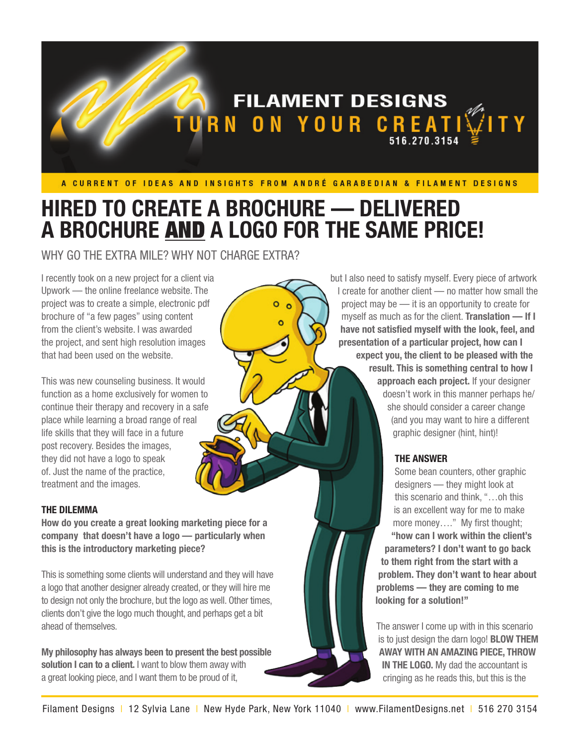# FILAMENT DESIGNS

TURN ON YOUR CREATIVITY

516.270.3154

A CURRENT OF IDEAS AND INSIGHTS FROM ANDRÉ GARABEDIAN & FILAMENT DESIGNS

# HIRED TO CREATE A BROCHURE — DELIVERED A BROCHURE AND A LOGO FOR THE SAME PRICE!

WHY GO THE EXTRA MILE? WHY NOT CHARGE EXTRA?

I recently took on a new project for a client via Upwork — the online freelance website. The project was to create a simple, electronic pdf brochure of "a few pages" using content from the client's website. I was awarded the project, and sent high resolution images that had been used on the website.

This was new counseling business. It would function as a home exclusively for women to continue their therapy and recovery in a safe place while learning a broad range of real life skills that they will face in a future post recovery. Besides the images, they did not have a logo to speak of. Just the name of the practice, treatment and the images.

### THE DILEMMA

**How do you create a great looking marketing piece for a company that doesn't have a logo — particularly when this is the introductory marketing piece?**

This is something some clients will understand and they will have a logo that another designer already created, or they will hire me to design not only the brochure, but the logo as well. Other times, clients don't give the logo much thought, and perhaps get a bit ahead of themselves.

**My philosophy has always been to present the best possible solution I can to a client.** I want to blow them away with a great looking piece, and I want them to be proud of it, but I also need to satisfy myself. Every piece of artwork I create for another client — no matter how small the project may be — it is an opportunity to create for myself as much as for the client. **Translation — If I have not satisfied myself with the look, feel, and presentation of a particular project, how can I expect you, the client to be pleased with the result. This is something central to how I approach each project.** If your designer doesn't work in this manner perhaps he/she should consider a career change (and you may want to hire a different graphic designer (hint, hint)!

### THE ANSWER

Some bean counters, other graphic designers — they might look at this scenario and think, "…oh this is an excellent way for me to make more money…." My first thought; **"how can I work within the client's parameters? I don't want to go back to them right from the start with a problem. They don't want to hear about problems — they are coming to me looking for a solution!"**

The answer I come up with in this scenario is to just design the darn logo! **BLOW THEM AWAY WITH AN AMAZING PIECE, THROW IN THE LOGO.** My dad the accountant is cringing as he reads this, but this is the

Filament Designs | 12 Sylvia Lane | New Hyde Park, New York 11040 | www.FilamentDesigns.net | 516 270 3154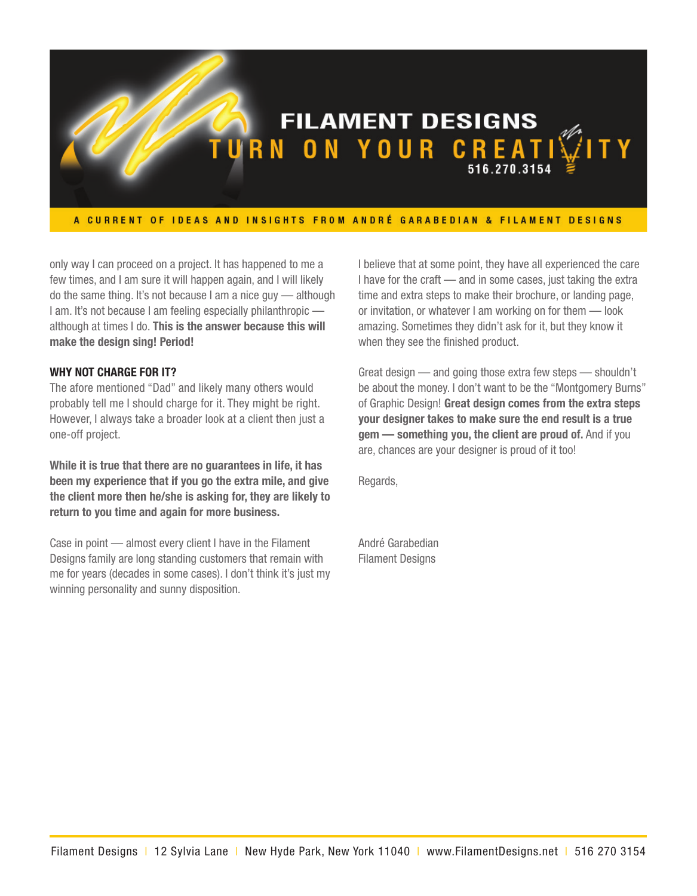only way I can proceed on a project. It has happened to me a few times, and I am sure it will happen again, and I will likely do the same thing. It's not because I am a nice guy — although I am. It's not because I am feeling especially philanthropic — although at times I do. **This is the answer because this will make the design sing! Period!**

**WHY NOT CHARGE FOR IT?**

The afore mentioned "Dad" and likely many others would probably tell me I should charge for it. They might be right. However, I always take a broader look at a client then just a one-off project.

**While it is true that there are no guarantees in life, it has been my experience that if you go the extra mile, and give the client more then he/she is asking for, they are likely to return to you time and again for more business.**

Case in point — almost every client I have in the Filament Designs family are long standing customers that remain with me for years (decades in some cases). I don't think it's just my winning personality and sunny disposition.

I believe that at some point, they have all experienced the care I have for the craft — and in some cases, just taking the extra time and extra steps to make their brochure, or landing page, or invitation, or whatever I am working on for them — look amazing. Sometimes they didn't ask for it, but they know it when they see the finished product.

Great design — and going those extra few steps — shouldn't be about the money. I don't want to be the "Montgomery Burns" of Graphic Design! **Great design comes from the extra steps your designer takes to make sure the end result is a true gem — something you, the client are proud of.** And if you are, chances are your designer is proud of it too!

Regards,

André Garabedian
Filament Designs